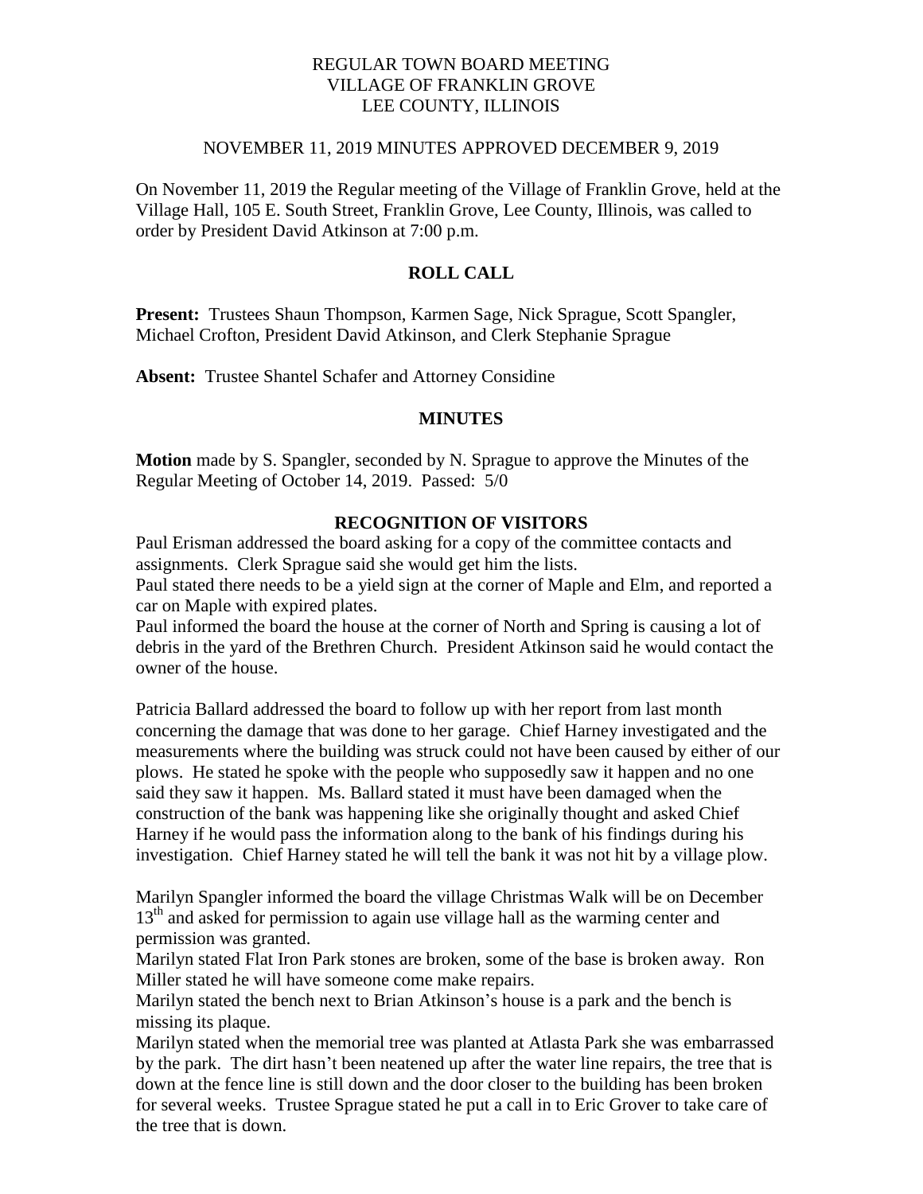# REGULAR TOWN BOARD MEETING
# VILLAGE OF FRANKLIN GROVE
# LEE COUNTY, ILLINOIS

NOVEMBER 11, 2019 MINUTES APPROVED DECEMBER 9, 2019

On November 11, 2019 the Regular meeting of the Village of Franklin Grove, held at the Village Hall, 105 E. South Street, Franklin Grove, Lee County, Illinois, was called to order by President David Atkinson at 7:00 p.m.

## ROLL CALL

**Present:** Trustees Shaun Thompson, Karmen Sage, Nick Sprague, Scott Spangler, Michael Crofton, President David Atkinson, and Clerk Stephanie Sprague

**Absent:** Trustee Shantel Schafer and Attorney Considine

## MINUTES

**Motion** made by S. Spangler, seconded by N. Sprague to approve the Minutes of the Regular Meeting of October 14, 2019. Passed: 5/0

## RECOGNITION OF VISITORS

Paul Erisman addressed the board asking for a copy of the committee contacts and assignments. Clerk Sprague said she would get him the lists.

Paul stated there needs to be a yield sign at the corner of Maple and Elm, and reported a car on Maple with expired plates.

Paul informed the board the house at the corner of North and Spring is causing a lot of debris in the yard of the Brethren Church. President Atkinson said he would contact the owner of the house.

Patricia Ballard addressed the board to follow up with her report from last month concerning the damage that was done to her garage. Chief Harney investigated and the measurements where the building was struck could not have been caused by either of our plows. He stated he spoke with the people who supposedly saw it happen and no one said they saw it happen. Ms. Ballard stated it must have been damaged when the construction of the bank was happening like she originally thought and asked Chief Harney if he would pass the information along to the bank of his findings during his investigation. Chief Harney stated he will tell the bank it was not hit by a village plow.

Marilyn Spangler informed the board the village Christmas Walk will be on December 13th and asked for permission to again use village hall as the warming center and permission was granted.

Marilyn stated Flat Iron Park stones are broken, some of the base is broken away. Ron Miller stated he will have someone come make repairs.

Marilyn stated the bench next to Brian Atkinson's house is a park and the bench is missing its plaque.

Marilyn stated when the memorial tree was planted at Atlasta Park she was embarrassed by the park. The dirt hasn't been neatened up after the water line repairs, the tree that is down at the fence line is still down and the door closer to the building has been broken for several weeks. Trustee Sprague stated he put a call in to Eric Grover to take care of the tree that is down.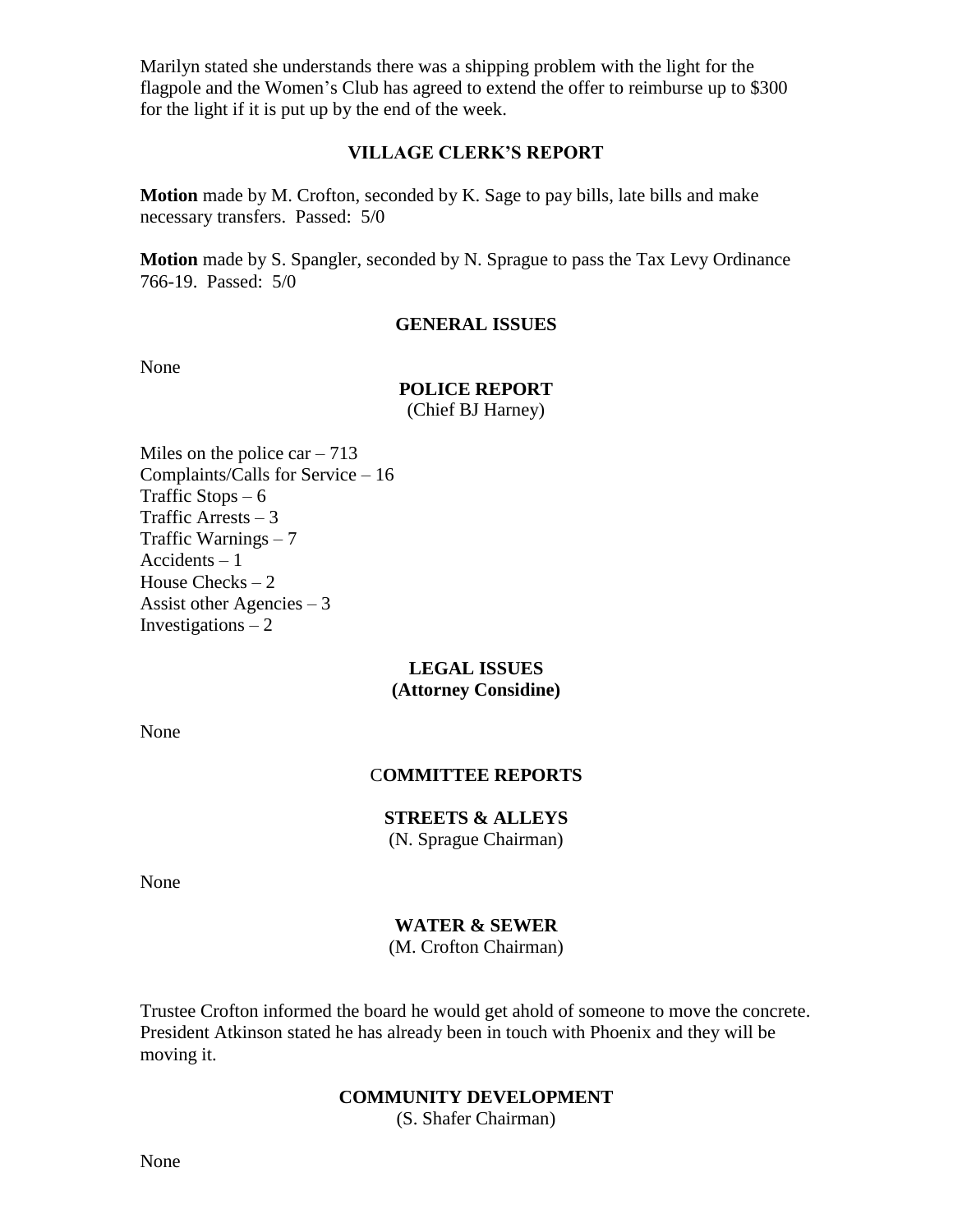Marilyn stated she understands there was a shipping problem with the light for the flagpole and the Women's Club has agreed to extend the offer to reimburse up to $300 for the light if it is put up by the end of the week.

## VILLAGE CLERK'S REPORT

**Motion** made by M. Crofton, seconded by K. Sage to pay bills, late bills and make necessary transfers. Passed: 5/0

**Motion** made by S. Spangler, seconded by N. Sprague to pass the Tax Levy Ordinance 766-19. Passed: 5/0

## GENERAL ISSUES

None

## POLICE REPORT

(Chief BJ Harney)

Miles on the police car – 713
Complaints/Calls for Service – 16
Traffic Stops – 6
Traffic Arrests – 3
Traffic Warnings – 7
Accidents – 1
House Checks – 2
Assist other Agencies – 3
Investigations – 2

## LEGAL ISSUES
**(Attorney Considine)**

None

## COMMITTEE REPORTS

### STREETS & ALLEYS

(N. Sprague Chairman)

None

### WATER & SEWER

(M. Crofton Chairman)

Trustee Crofton informed the board he would get ahold of someone to move the concrete. President Atkinson stated he has already been in touch with Phoenix and they will be moving it.

### COMMUNITY DEVELOPMENT

(S. Shafer Chairman)

None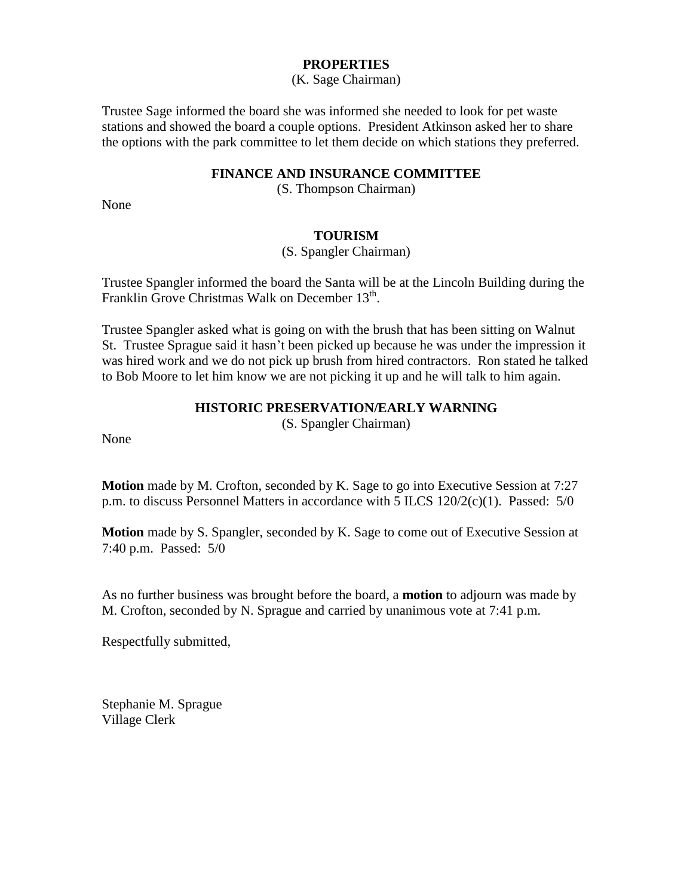### PROPERTIES

(K. Sage Chairman)

Trustee Sage informed the board she was informed she needed to look for pet waste stations and showed the board a couple options. President Atkinson asked her to share the options with the park committee to let them decide on which stations they preferred.

### FINANCE AND INSURANCE COMMITTEE

(S. Thompson Chairman)

None

### TOURISM

(S. Spangler Chairman)

Trustee Spangler informed the board the Santa will be at the Lincoln Building during the Franklin Grove Christmas Walk on December 13th.

Trustee Spangler asked what is going on with the brush that has been sitting on Walnut St. Trustee Sprague said it hasn't been picked up because he was under the impression it was hired work and we do not pick up brush from hired contractors. Ron stated he talked to Bob Moore to let him know we are not picking it up and he will talk to him again.

### HISTORIC PRESERVATION/EARLY WARNING

(S. Spangler Chairman)

None

**Motion** made by M. Crofton, seconded by K. Sage to go into Executive Session at 7:27 p.m. to discuss Personnel Matters in accordance with 5 ILCS 120/2(c)(1). Passed: 5/0

**Motion** made by S. Spangler, seconded by K. Sage to come out of Executive Session at 7:40 p.m. Passed: 5/0

As no further business was brought before the board, a **motion** to adjourn was made by M. Crofton, seconded by N. Sprague and carried by unanimous vote at 7:41 p.m.

Respectfully submitted,

Stephanie M. Sprague
Village Clerk